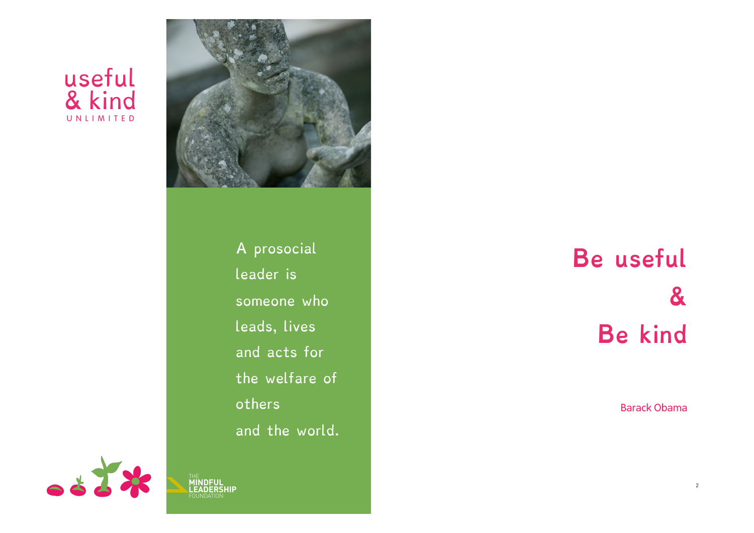useful
& kind
UNLIMITED

A prosocial leader is someone who leads, lives and acts for the welfare of others and the world.

THE MINDFUL LEADERSHIP FOUNDATION

# Be useful & Be kind

Barack Obama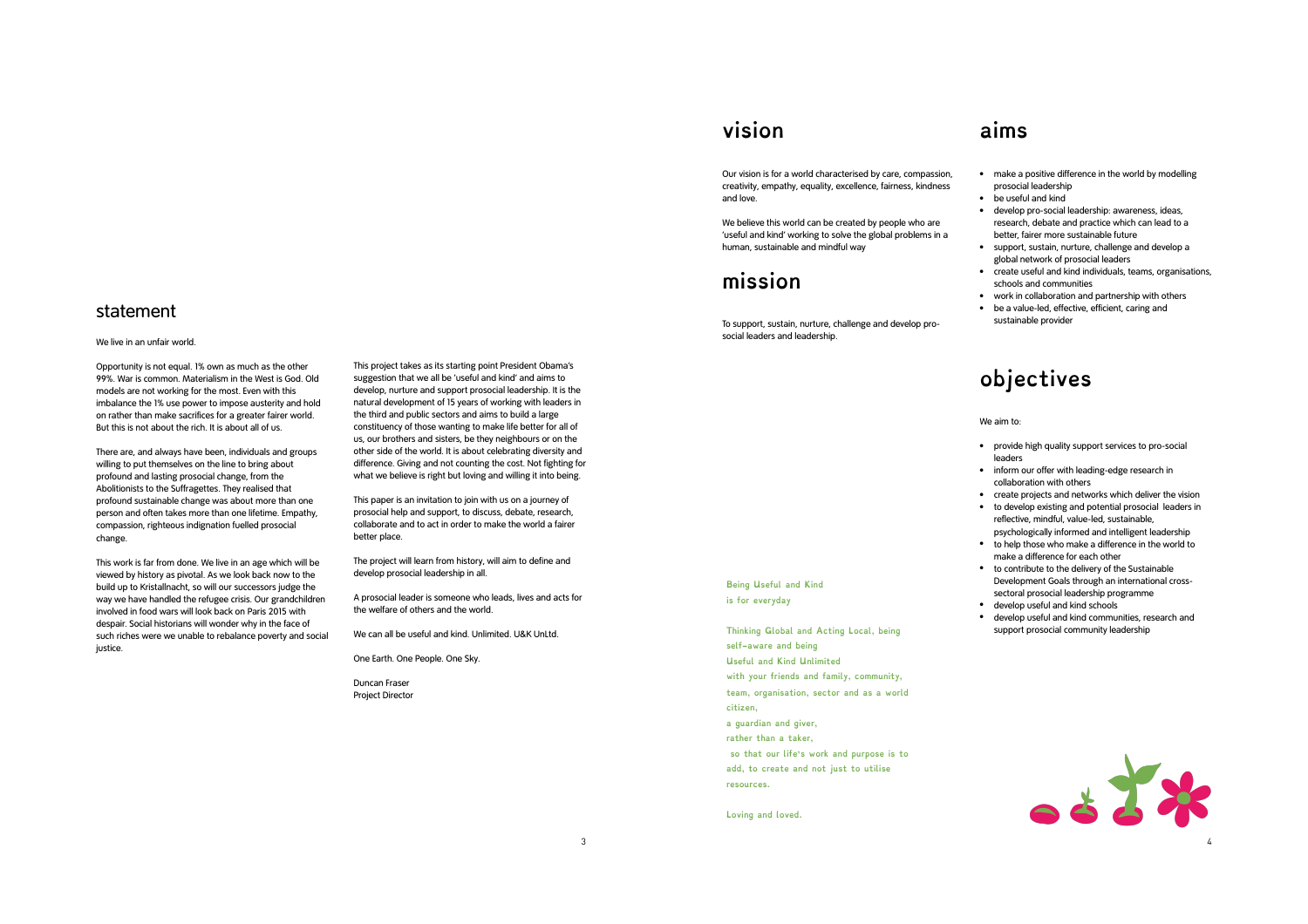## statement

We live in an unfair world.

Opportunity is not equal. 1% own as much as the other 99%. War is common. Materialism in the West is God. Old models are not working for the most. Even with this imbalance the 1% use power to impose austerity and hold on rather than make sacrifices for a greater fairer world. But this is not about the rich. It is about all of us.

There are, and always have been, individuals and groups willing to put themselves on the line to bring about profound and lasting prosocial change, from the Abolitionists to the Suffragettes. They realised that profound sustainable change was about more than one person and often takes more than one lifetime. Empathy, compassion, righteous indignation fuelled prosocial change.

This work is far from done. We live in an age which will be viewed by history as pivotal. As we look back now to the build up to Kristallnacht, so will our successors judge the way we have handled the refugee crisis. Our grandchildren involved in food wars will look back on Paris 2015 with despair. Social historians will wonder why in the face of such riches were we unable to rebalance poverty and social justice.

This project takes as its starting point President Obama's suggestion that we all be 'useful and kind' and aims to develop, nurture and support prosocial leadership. It is the natural development of 15 years of working with leaders in the third and public sectors and aims to build a large constituency of those wanting to make life better for all of us, our brothers and sisters, be they neighbours or on the other side of the world. It is about celebrating diversity and difference. Giving and not counting the cost. Not fighting for what we believe is right but loving and willing it into being.

This paper is an invitation to join with us on a journey of prosocial help and support, to discuss, debate, research, collaborate and to act in order to make the world a fairer better place.

The project will learn from history, will aim to define and develop prosocial leadership in all.

A prosocial leader is someone who leads, lives and acts for the welfare of others and the world.

We can all be useful and kind. Unlimited. U&K UnLtd.

One Earth. One People. One Sky.

Duncan Fraser
Project Director

## vision

Our vision is for a world characterised by care, compassion, creativity, empathy, equality, excellence, fairness, kindness and love.

We believe this world can be created by people who are 'useful and kind' working to solve the global problems in a human, sustainable and mindful way

## mission

To support, sustain, nurture, challenge and develop pro-social leaders and leadership.

Being Useful and Kind
is for everyday

Thinking Global and Acting Local, being
self-aware and being
Useful and Kind Unlimited
with your friends and family, community,
team, organisation, sector and as a world
citizen,
a guardian and giver,
rather than a taker,
so that our life's work and purpose is to
add, to create and not just to utilise
resources.

Loving and loved.

## aims

- make a positive difference in the world by modelling prosocial leadership
- be useful and kind
- develop pro-social leadership: awareness, ideas, research, debate and practice which can lead to a better, fairer more sustainable future
- support, sustain, nurture, challenge and develop a global network of prosocial leaders
- create useful and kind individuals, teams, organisations, schools and communities
- work in collaboration and partnership with others
- be a value-led, effective, efficient, caring and sustainable provider

## objectives

We aim to:

- provide high quality support services to pro-social leaders
- inform our offer with leading-edge research in collaboration with others
- create projects and networks which deliver the vision
- to develop existing and potential prosocial leaders in reflective, mindful, value-led, sustainable, psychologically informed and intelligent leadership
- to help those who make a difference in the world to make a difference for each other
- to contribute to the delivery of the Sustainable Development Goals through an international cross-sectoral prosocial leadership programme
- develop useful and kind schools
- develop useful and kind communities, research and support prosocial community leadership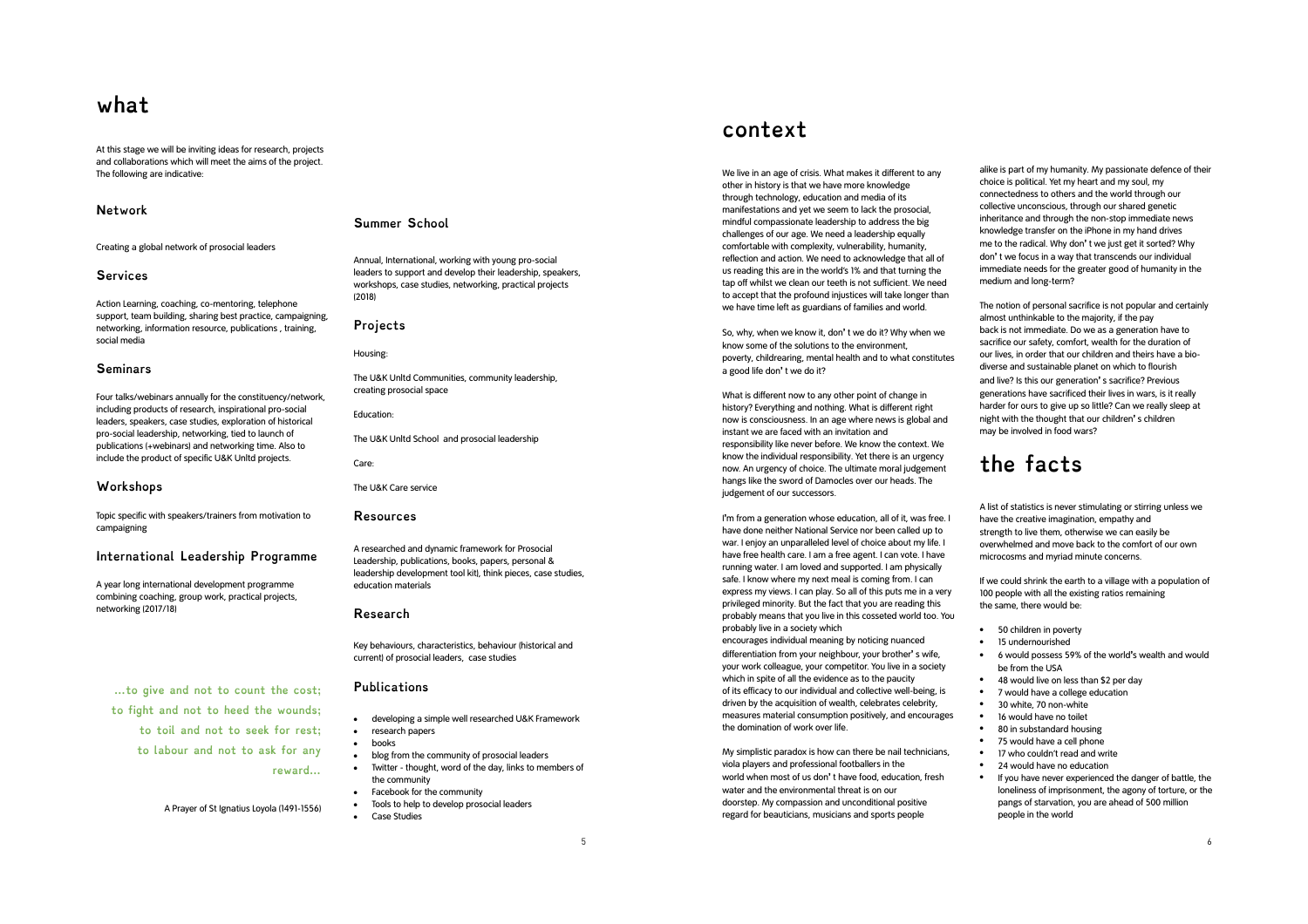# what

At this stage we will be inviting ideas for research, projects and collaborations which will meet the aims of the project. The following are indicative:

## Network

Creating a global network of prosocial leaders

## Services

Action Learning, coaching, co-mentoring, telephone support, team building, sharing best practice, campaigning, networking, information resource, publications , training, social media

## Seminars

Four talks/webinars annually for the constituency/network, including products of research, inspirational pro-social leaders, speakers, case studies, exploration of historical pro-social leadership, networking, tied to launch of publications (+webinars) and networking time. Also to include the product of specific U&K Unltd projects.

## Workshops

Topic specific with speakers/trainers from motivation to campaigning

## International Leadership Programme

A year long international development programme combining coaching, group work, practical projects, networking (2017/18)

…to give and not to count the cost;
to fight and not to heed the wounds;
to toil and not to seek for rest;
to labour and not to ask for any reward…

A Prayer of St Ignatius Loyola (1491-1556)

## Summer School

Annual, International, working with young pro-social leaders to support and develop their leadership, speakers, workshops, case studies, networking, practical projects (2018)

## Projects

Housing:

The U&K Unltd Communities, community leadership, creating prosocial space

Education:

The U&K Unltd School and prosocial leadership

Care:

The U&K Care service

## Resources

A researched and dynamic framework for Prosocial Leadership, publications, books, papers, personal & leadership development tool kit), think pieces, case studies, education materials

## Research

Key behaviours, characteristics, behaviour (historical and current) of prosocial leaders, case studies

## Publications

- developing a simple well researched U&K Framework
- research papers
- books
- blog from the community of prosocial leaders
- Twitter - thought, word of the day, links to members of the community
- Facebook for the community
- Tools to help to develop prosocial leaders
- Case Studies

# context

We live in an age of crisis. What makes it different to any other in history is that we have more knowledge through technology, education and media of its manifestations and yet we seem to lack the prosocial, mindful compassionate leadership to address the big challenges of our age. We need a leadership equally comfortable with complexity, vulnerability, humanity, reflection and action. We need to acknowledge that all of us reading this are in the world's 1% and that turning the tap off whilst we clean our teeth is not sufficient. We need to accept that the profound injustices will take longer than we have time left as guardians of families and world.

So, why, when we know it, don't we do it? Why when we know some of the solutions to the environment, poverty, childrearing, mental health and to what constitutes a good life don't we do it?

What is different now to any other point of change in history? Everything and nothing. What is different right now is consciousness. In an age where news is global and instant we are faced with an invitation and responsibility like never before. We know the context. We know the individual responsibility. Yet there is an urgency now. An urgency of choice. The ultimate moral judgement hangs like the sword of Damocles over our heads. The judgement of our successors.

I'm from a generation whose education, all of it, was free. I have done neither National Service nor been called up to war. I enjoy an unparalleled level of choice about my life. I have free health care. I am a free agent. I can vote. I have running water. I am loved and supported. I am physically safe. I know where my next meal is coming from. I can express my views. I can play. So all of this puts me in a very privileged minority. But the fact that you are reading this probably means that you live in this cosseted world too. You probably live in a society which encourages individual meaning by noticing nuanced differentiation from your neighbour, your brother's wife, your work colleague, your competitor. You live in a society which in spite of all the evidence as to the paucity of its efficacy to our individual and collective well-being, is driven by the acquisition of wealth, celebrates celebrity, measures material consumption positively, and encourages the domination of work over life.

My simplistic paradox is how can there be nail technicians, viola players and professional footballers in the world when most of us don't have food, education, fresh water and the environmental threat is on our doorstep. My compassion and unconditional positive regard for beauticians, musicians and sports people alike is part of my humanity. My passionate defence of their choice is political. Yet my heart and my soul, my connectedness to others and the world through our collective unconscious, through our shared genetic inheritance and through the non-stop immediate news knowledge transfer on the iPhone in my hand drives me to the radical. Why don't we just get it sorted? Why don't we focus in a way that transcends our individual immediate needs for the greater good of humanity in the medium and long-term?

The notion of personal sacrifice is not popular and certainly almost unthinkable to the majority, if the pay back is not immediate. Do we as a generation have to sacrifice our safety, comfort, wealth for the duration of our lives, in order that our children and theirs have a bio-diverse and sustainable planet on which to flourish and live? Is this our generation's sacrifice? Previous generations have sacrificed their lives in wars, is it really harder for ours to give up so little? Can we really sleep at night with the thought that our children's children may be involved in food wars?

# the facts

A list of statistics is never stimulating or stirring unless we have the creative imagination, empathy and strength to live them, otherwise we can easily be overwhelmed and move back to the comfort of our own microcosms and myriad minute concerns.

If we could shrink the earth to a village with a population of 100 people with all the existing ratios remaining the same, there would be:

- 50 children in poverty
- 15 undernourished
- 6 would possess 59% of the world's wealth and would be from the USA
- 48 would live on less than $2 per day
- 7 would have a college education
- 30 white, 70 non-white
- 16 would have no toilet
- 80 in substandard housing
- 75 would have a cell phone
- 17 who couldn't read and write
- 24 would have no education
- If you have never experienced the danger of battle, the loneliness of imprisonment, the agony of torture, or the pangs of starvation, you are ahead of 500 million people in the world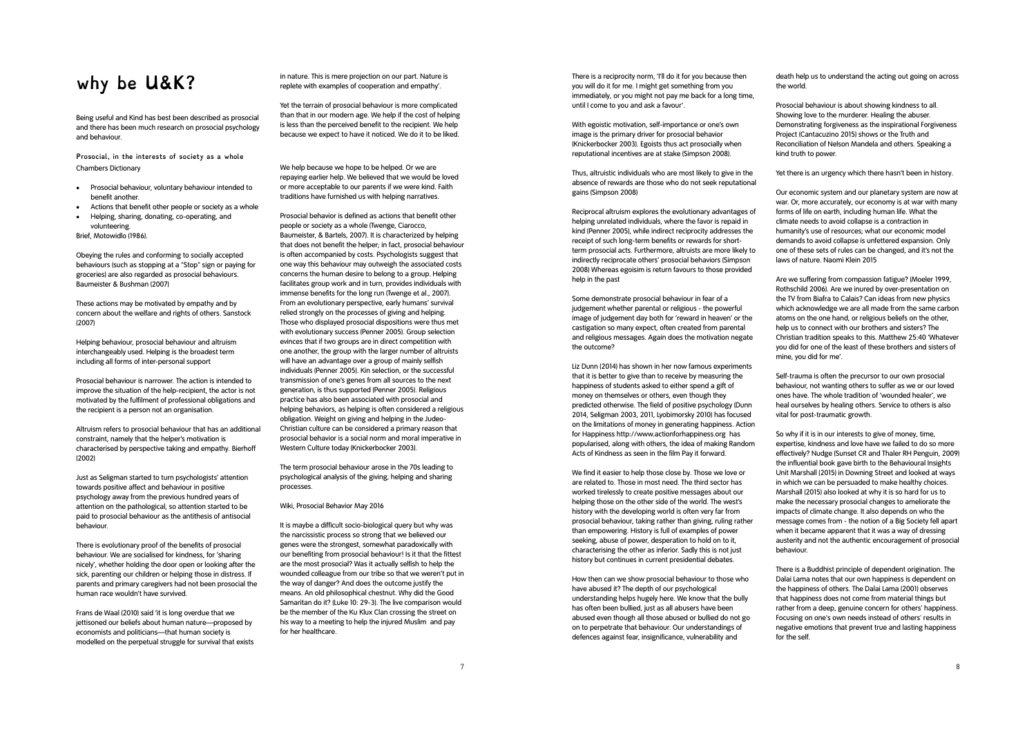# why be U&K?

Being useful and Kind has best been described as prosocial and there has been much research on prosocial psychology and behaviour.

**Prosocial, in the interests of society as a whole**
Chambers Dictionary

- Prosocial behaviour, voluntary behaviour intended to benefit another.
- Actions that benefit other people or society as a whole
- Helping, sharing, donating, co-operating, and volunteering.

Brief, Motowidlo (1986).

Obeying the rules and conforming to socially accepted behaviours (such as stopping at a "Stop" sign or paying for groceries) are also regarded as prosocial behaviours. Baumeister & Bushman (2007)

These actions may be motivated by empathy and by concern about the welfare and rights of others. Sanstock (2007)

Helping behaviour, prosocial behaviour and altruism interchangeably used. Helping is the broadest term including all forms of inter-personal support

Prosocial behaviour is narrower. The action is intended to improve the situation of the help-recipient, the actor is not motivated by the fulfilment of professional obligations and the recipient is a person not an organisation.

Altruism refers to prosocial behaviour that has an additional constraint, namely that the helper's motivation is characterised by perspective taking and empathy. Bierhoff (2002)

Just as Seligman started to turn psychologists' attention towards positive affect and behaviour in positive psychology away from the previous hundred years of attention on the pathological, so attention started to be paid to prosocial behaviour as the antithesis of antisocial behaviour.

There is evolutionary proof of the benefits of prosocial behaviour. We are socialised for kindness, for 'sharing nicely', whether holding the door open or looking after the sick, parenting our children or helping those in distress. If parents and primary caregivers had not been prosocial the human race wouldn't have survived.

Frans de Waal (2010) said 'it is long overdue that we jettisoned our beliefs about human nature—proposed by economists and politicians—that human society is modelled on the perpetual struggle for survival that exists in nature. This is mere projection on our part. Nature is replete with examples of cooperation and empathy'.

Yet the terrain of prosocial behaviour is more complicated than that in our modern age. We help if the cost of helping is less than the perceived benefit to the recipient. We help because we expect to have it noticed. We do it to be liked.

We help because we hope to be helped. Or we are repaying earlier help. We believed that we would be loved or more acceptable to our parents if we were kind. Faith traditions have furnished us with helping narratives.

Prosocial behavior is defined as actions that benefit other people or society as a whole (Twenge, Ciarocco, Baumeister, & Bartels, 2007). It is characterized by helping that does not benefit the helper; in fact, prosocial behaviour is often accompanied by costs. Psychologists suggest that one way this behaviour may outweigh the associated costs concerns the human desire to belong to a group. Helping facilitates group work and in turn, provides individuals with immense benefits for the long run (Twenge et al., 2007). From an evolutionary perspective, early humans' survival relied strongly on the processes of giving and helping. Those who displayed prosocial dispositions were thus met with evolutionary success (Penner 2005). Group selection evinces that if two groups are in direct competition with one another, the group with the larger number of altruists will have an advantage over a group of mainly selfish individuals (Penner 2005). Kin selection, or the successful transmission of one's genes from all sources to the next generation, is thus supported (Penner 2005). Religious practice has also been associated with prosocial and helping behaviors, as helping is often considered a religious obligation. Weight on giving and helping in the Judeo-Christian culture can be considered a primary reason that prosocial behavior is a social norm and moral imperative in Western Culture today (Knickerbocker 2003).

The term prosocial behaviour arose in the 70s leading to psychological analysis of the giving, helping and sharing processes.

Wiki, Prosocial Behavior May 2016

It is maybe a difficult socio-biological query but why was the narcissistic process so strong that we believed our genes were the strongest, somewhat paradoxically with our benefiting from prosocial behaviour! Is it that the fittest are the most prosocial? Was it actually selfish to help the wounded colleague from our tribe so that we weren't put in the way of danger? And does the outcome justify the means. An old philosophical chestnut. Why did the Good Samaritan do it? (Luke 10: 29-3). The live comparison would be the member of the Ku Klux Clan crossing the street on his way to a meeting to help the injured Muslim and pay for her healthcare.

There is a reciprocity norm, 'I'll do it for you because then you will do it for me. I might get something from you immediately, or you might not pay me back for a long time, until I come to you and ask a favour'.

With egoistic motivation, self-importance or one's own image is the primary driver for prosocial behavior (Knickerbocker 2003). Egoists thus act prosocially when reputational incentives are at stake (Simpson 2008).

Thus, altruistic individuals who are most likely to give in the absence of rewards are those who do not seek reputational gains (Simpson 2008)

Reciprocal altruism explores the evolutionary advantages of helping unrelated individuals, where the favor is repaid in kind (Penner 2005), while indirect reciprocity addresses the receipt of such long-term benefits or rewards for short-term prosocial acts. Furthermore, altruists are more likely to indirectly reciprocate others' prosocial behaviors (Simpson 2008) Whereas egoisim is return favours to those provided help in the past

Some demonstrate prosocial behaviour in fear of a judgement whether parental or religious - the powerful image of judgement day both for 'reward in heaven' or the castigation so many expect, often created from parental and religious messages. Again does the motivation negate the outcome?

Liz Dunn (2014) has shown in her now famous experiments that it is better to give than to receive by measuring the happiness of students asked to either spend a gift of money on themselves or others, even though they predicted otherwise. The field of positive psychology (Dunn 2014, Seligman 2003, 2011, Lyobimorsky 2010) has focused on the limitations of money in generating happiness. Action for Happiness http://www.actionforhappiness.org has popularised, along with others, the idea of making Random Acts of Kindness as seen in the film Pay it forward.

We find it easier to help those close by. Those we love or are related to. Those in most need. The third sector has worked tirelessly to create positive messages about our helping those on the other side of the world. The west's history with the developing world is often very far from prosocial behaviour, taking rather than giving, ruling rather than empowering. History is full of examples of power seeking, abuse of power, desperation to hold on to it, characterising the other as inferior. Sadly this is not just history but continues in current presidential debates.

How then can we show prosocial behaviour to those who have abused it? The depth of our psychological understanding helps hugely here. We know that the bully has often been bullied, just as all abusers have been abused even though all those abused or bullied do not go on to perpetrate that behaviour. Our understandings of defences against fear, insignificance, vulnerability and death help us to understand the acting out going on across the world.

Prosocial behaviour is about showing kindness to all. Showing love to the murderer. Healing the abuser. Demonstrating forgiveness as the inspirational Forgiveness Project (Cantacuzino 2015) shows or the Truth and Reconciliation of Nelson Mandela and others. Speaking a kind truth to power.

Yet there is an urgency which there hasn't been in history.

Our economic system and our planetary system are now at war. Or, more accurately, our economy is at war with many forms of life on earth, including human life. What the climate needs to avoid collapse is a contraction in humanity's use of resources; what our economic model demands to avoid collapse is unfettered expansion. Only one of these sets of rules can be changed, and it's not the laws of nature. Naomi Klein 2015

Are we suffering from compassion fatigue? (Moeler 1999, Rothschild 2006). Are we inured by over-presentation on the TV from Biafra to Calais? Can ideas from new physics which acknowledge we are all made from the same carbon atoms on the one hand, or religious beliefs on the other, help us to connect with our brothers and sisters? The Christian tradition speaks to this. Matthew 25:40 'Whatever you did for one of the least of these brothers and sisters of mine, you did for me'.

Self-trauma is often the precursor to our own prosocial behaviour, not wanting others to suffer as we or our loved ones have. The whole tradition of 'wounded healer', we heal ourselves by healing others. Service to others is also vital for post-traumatic growth.

So why if it is in our interests to give of money, time, expertise, kindness and love have we failed to do so more effectively? Nudge (Sunset CR and Thaler RH Penguin, 2009) the influential book gave birth to the Behavioural Insights Unit Marshall (2015) in Downing Street and looked at ways in which we can be persuaded to make healthy choices. Marshall (2015) also looked at why it is so hard for us to make the necessary prosocial changes to ameliorate the impacts of climate change. It also depends on who the message comes from - the notion of a Big Society fell apart when it became apparent that it was a way of dressing austerity and not the authentic encouragement of prosocial behaviour.

There is a Buddhist principle of dependent origination. The Dalai Lama notes that our own happiness is dependent on the happiness of others. The Dalai Lama (2001) observes that happiness does not come from material things but rather from a deep, genuine concern for others' happiness. Focusing on one's own needs instead of others' results in negative emotions that prevent true and lasting happiness for the self.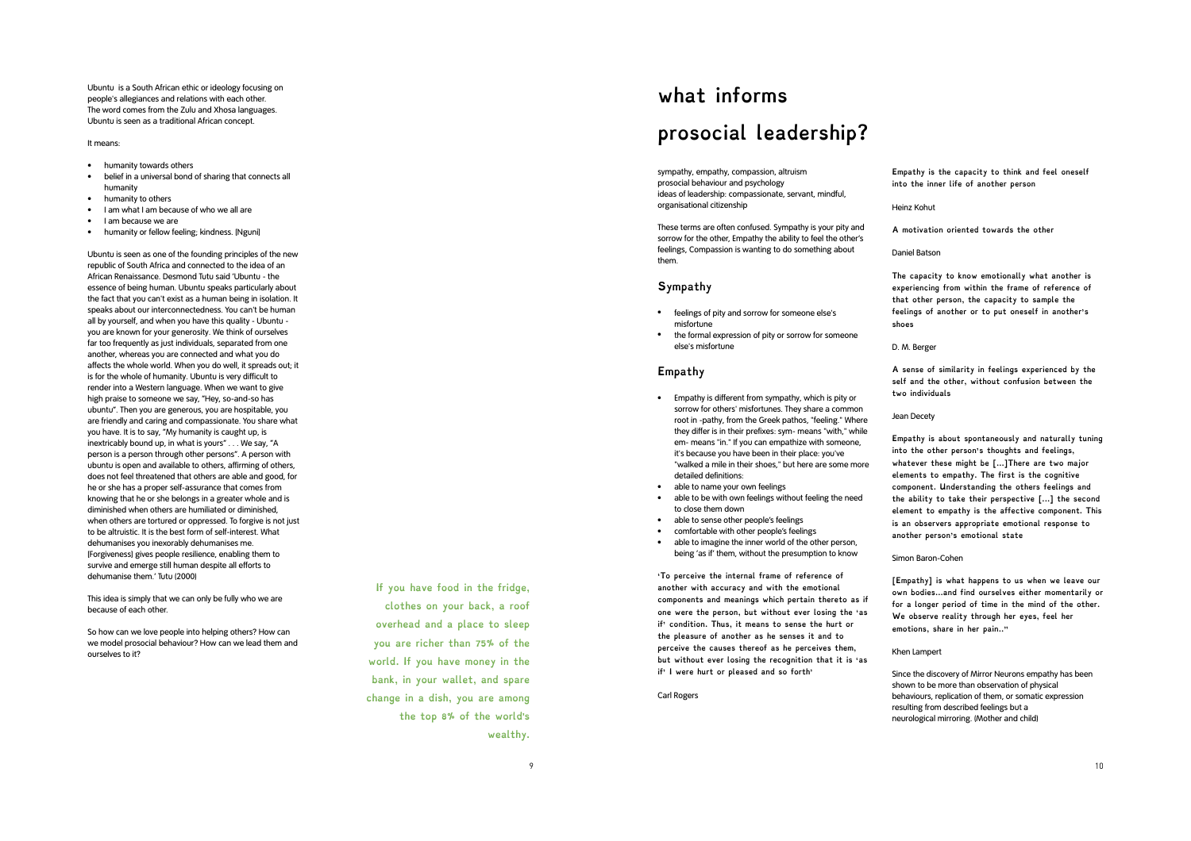Ubuntu is a South African ethic or ideology focusing on people's allegiances and relations with each other. The word comes from the Zulu and Xhosa languages. Ubuntu is seen as a traditional African concept.

It means:

- humanity towards others
- belief in a universal bond of sharing that connects all humanity
- humanity to others
- I am what I am because of who we all are
- I am because we are
- humanity or fellow feeling; kindness. [Nguni]

Ubuntu is seen as one of the founding principles of the new republic of South Africa and connected to the idea of an African Renaissance. Desmond Tutu said 'Ubuntu - the essence of being human. Ubuntu speaks particularly about the fact that you can't exist as a human being in isolation. It speaks about our interconnectedness. You can't be human all by yourself, and when you have this quality - Ubuntu - you are known for your generosity. We think of ourselves far too frequently as just individuals, separated from one another, whereas you are connected and what you do affects the whole world. When you do well, it spreads out; it is for the whole of humanity. Ubuntu is very difficult to render into a Western language. When we want to give high praise to someone we say, "Hey, so-and-so has ubuntu". Then you are generous, you are hospitable, you are friendly and caring and compassionate. You share what you have. It is to say, "My humanity is caught up, is inextricably bound up, in what is yours" . . . We say, "A person is a person through other persons". A person with ubuntu is open and available to others, affirming of others, does not feel threatened that others are able and good, for he or she has a proper self-assurance that comes from knowing that he or she belongs in a greater whole and is diminished when others are humiliated or diminished, when others are tortured or oppressed. To forgive is not just to be altruistic. It is the best form of self-interest. What dehumanises you inexorably dehumanises me. [Forgiveness] gives people resilience, enabling them to survive and emerge still human despite all efforts to dehumanise them.' Tutu (2000)

This idea is simply that we can only be fully who we are because of each other.

So how can we love people into helping others? How can we model prosocial behaviour? How can we lead them and ourselves to it?

**If you have food in the fridge, clothes on your back, a roof overhead and a place to sleep you are richer than 75% of the world. If you have money in the bank, in your wallet, and spare change in a dish, you are among the top 8% of the world's wealthy.**

# what informs prosocial leadership?

sympathy, empathy, compassion, altruism
prosocial behaviour and psychology
ideas of leadership: compassionate, servant, mindful, organisational citizenship

These terms are often confused. Sympathy is your pity and sorrow for the other, Empathy the ability to feel the other's feelings, Compassion is wanting to do something about them.

## Sympathy

- feelings of pity and sorrow for someone else's misfortune
- the formal expression of pity or sorrow for someone else's misfortune

## Empathy

- Empathy is different from sympathy, which is pity or sorrow for others' misfortunes. They share a common root in -pathy, from the Greek pathos, "feeling." Where they differ is in their prefixes: sym- means "with," while em- means "in." If you can empathize with someone, it's because you have been in their place: you've "walked a mile in their shoes," but here are some more detailed definitions:
- able to name your own feelings
- able to be with own feelings without feeling the need to close them down
- able to sense other people's feelings
- comfortable with other people's feelings
- able to imagine the inner world of the other person, being 'as if' them, without the presumption to know

**'To perceive the internal frame of reference of another with accuracy and with the emotional components and meanings which pertain thereto as if one were the person, but without ever losing the 'as if' condition. Thus, it means to sense the hurt or the pleasure of another as he senses it and to perceive the causes thereof as he perceives them, but without ever losing the recognition that it is 'as if' I were hurt or pleased and so forth'**

Carl Rogers

**Empathy is the capacity to think and feel oneself into the inner life of another person**

Heinz Kohut

**A motivation oriented towards the other**

Daniel Batson

**The capacity to know emotionally what another is experiencing from within the frame of reference of that other person, the capacity to sample the feelings of another or to put oneself in another's shoes**

D. M. Berger

**A sense of similarity in feelings experienced by the self and the other, without confusion between the two individuals**

Jean Decety

**Empathy is about spontaneously and naturally tuning into the other person's thoughts and feelings, whatever these might be [...]There are two major elements to empathy. The first is the cognitive component. Understanding the others feelings and the ability to take their perspective [...] the second element to empathy is the affective component. This is an observers appropriate emotional response to another person's emotional state**

Simon Baron-Cohen

**[Empathy] is what happens to us when we leave our own bodies...and find ourselves either momentarily or for a longer period of time in the mind of the other. We observe reality through her eyes, feel her emotions, share in her pain.."**

Khen Lampert

Since the discovery of Mirror Neurons empathy has been shown to be more than observation of physical behaviours, replication of them, or somatic expression resulting from described feelings but a neurological mirroring. (Mother and child)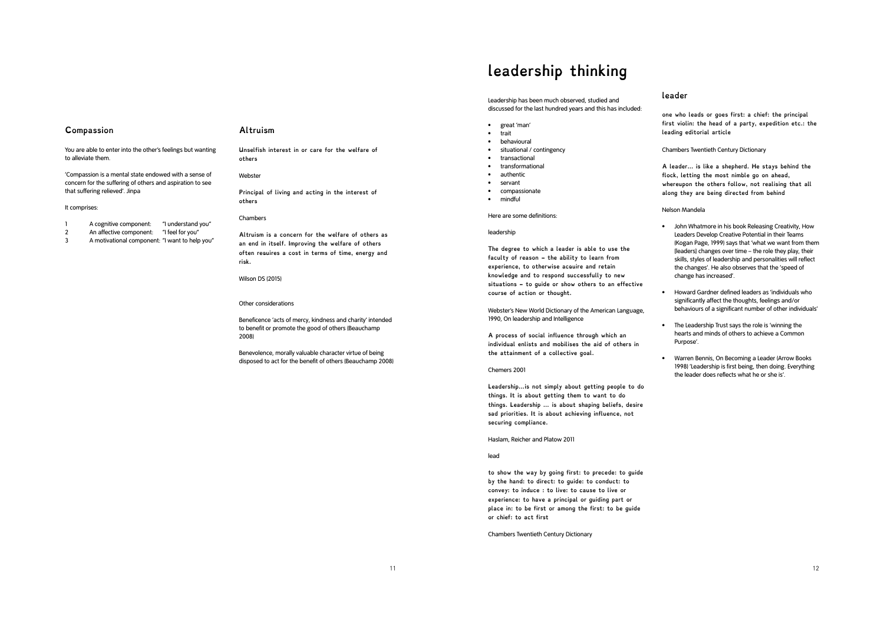## Compassion

You are able to enter into the other's feelings but wanting to alleviate them.

'Compassion is a mental state endowed with a sense of concern for the suffering of others and aspiration to see that suffering relieved'. Jinpa

It comprises:

1. A cognitive component: "I understand you"
2. An affective component: "I feel for you"
3. A motivational component: "I want to help you"

## Altruism

**Unselfish interest in or care for the welfare of others**

Webster

**Principal of living and acting in the interest of others**

Chambers

**Altruism is a concern for the welfare of others as an end in itself. Improving the welfare of others often reauires a cost in terms of time, energy and risk.**

Wilson DS (2015)

Other considerations

Beneficence 'acts of mercy, kindness and charity' intended to benefit or promote the good of others (Beauchamp 2008)

Benevolence, morally valuable character virtue of being disposed to act for the benefit of others (Beauchamp 2008)

# leadership thinking

Leadership has been much observed, studied and discussed for the last hundred years and this has included:

- great 'man'
- trait
- behavioural
- situational / contingency
- transactional
- transformational
- authentic
- servant
- compassionate
- mindful

Here are some definitions:

leadership

**The degree to which a leader is able to use the faculty of reason – the ability to learn from experience, to otherwise acauire and retain knowledge and to respond successfully to new situations – to guide or show others to an effective course of action or thought.**

Webster's New World Dictionary of the American Language, 1990, On leadership and Intelligence

**A process of social influence through which an individual enlists and mobilises the aid of others in the attainment of a collective goal.**

Chemers 2001

**Leadership...is not simply about getting people to do things. It is about getting them to want to do things. Leadership ... is about shaping beliefs, desire sad priorities. It is about achieving influence, not securing compliance.**

Haslam, Reicher and Platow 2011

lead

**to show the way by going first: to precede: to guide by the hand: to direct: to guide: to conduct: to convey: to induce : to live: to cause to live or experience: to have a principal or guiding part or place in: to be first or among the first: to be guide or chief: to act first**

Chambers Twentieth Century Dictionary

## leader

**one who leads or goes first: a chief: the principal first violin: the head of a party, expedition etc.: the leading editorial article**

Chambers Twentieth Century Dictionary

**A leader... is like a shepherd. He stays behind the flock, letting the most nimble go on ahead, whereupon the others follow, not realising that all along they are being directed from behind**

Nelson Mandela

- John Whatmore in his book Releasing Creativity, How Leaders Develop Creative Potential in their Teams (Kogan Page, 1999) says that 'what we want from them (leaders) changes over time – the role they play, their skills, styles of leadership and personalities will reflect the changes'. He also observes that the 'speed of change has increased'.
- Howard Gardner defined leaders as 'individuals who significantly affect the thoughts, feelings and/or behaviours of a significant number of other individuals'
- The Leadership Trust says the role is 'winning the hearts and minds of others to achieve a Common Purpose'.
- Warren Bennis, On Becoming a Leader (Arrow Books 1998) 'Leadership is first being, then doing. Everything the leader does reflects what he or she is'.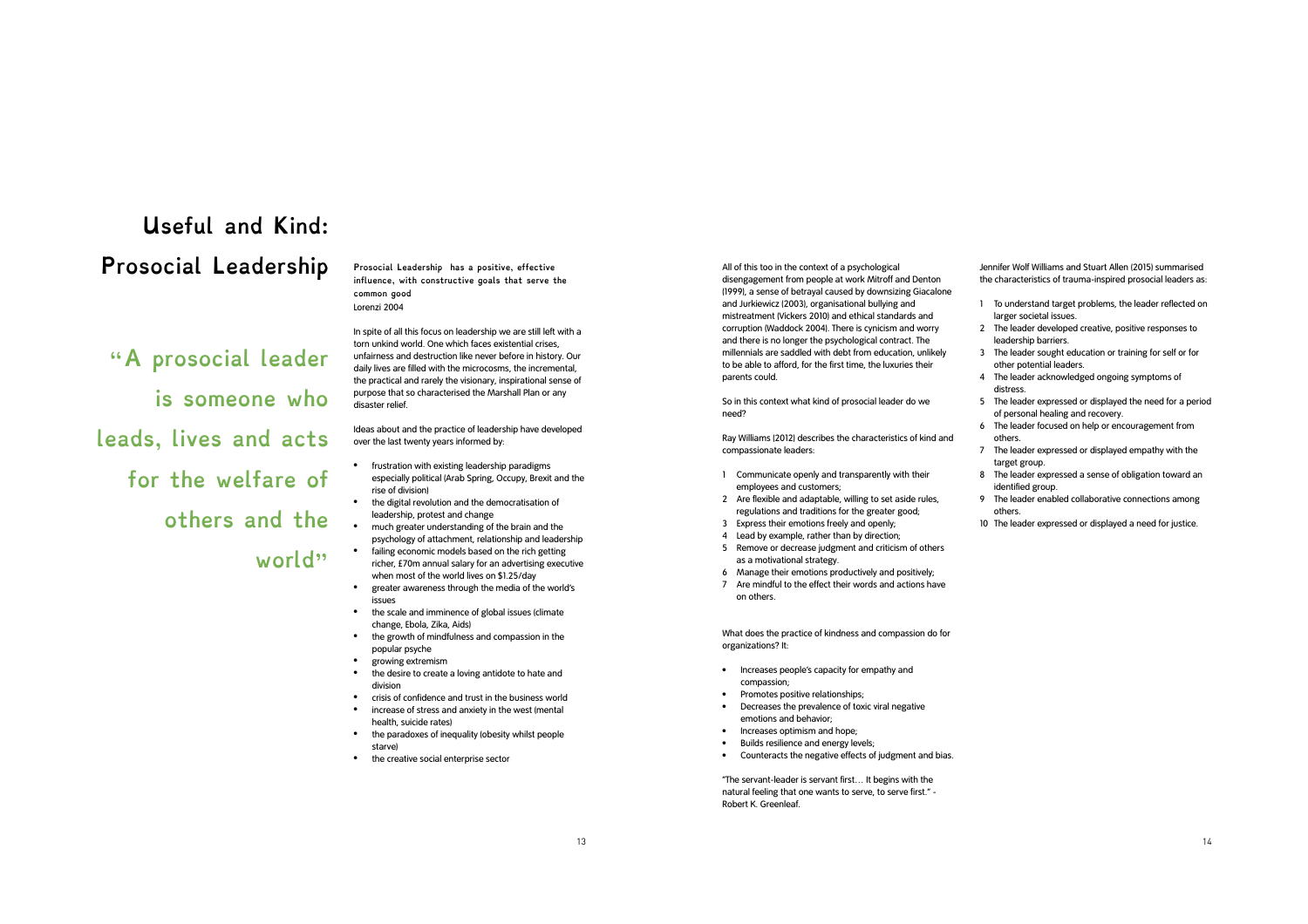# Useful and Kind: Prosocial Leadership

> "A prosocial leader is someone who leads, lives and acts for the welfare of others and the world"

**Prosocial Leadership has a positive, effective influence, with constructive goals that serve the common good**
Lorenzi 2004

In spite of all this focus on leadership we are still left with a torn unkind world. One which faces existential crises, unfairness and destruction like never before in history. Our daily lives are filled with the microcosms, the incremental, the practical and rarely the visionary, inspirational sense of purpose that so characterised the Marshall Plan or any disaster relief.

Ideas about and the practice of leadership have developed over the last twenty years informed by:

- frustration with existing leadership paradigms especially political (Arab Spring, Occupy, Brexit and the rise of division)
- the digital revolution and the democratisation of leadership, protest and change
- much greater understanding of the brain and the psychology of attachment, relationship and leadership
- failing economic models based on the rich getting richer, £70m annual salary for an advertising executive when most of the world lives on $1.25/day
- greater awareness through the media of the world's issues
- the scale and imminence of global issues (climate change, Ebola, Zika, Aids)
- the growth of mindfulness and compassion in the popular psyche
- growing extremism
- the desire to create a loving antidote to hate and division
- crisis of confidence and trust in the business world
- increase of stress and anxiety in the west (mental health, suicide rates)
- the paradoxes of inequality (obesity whilst people starve)
- the creative social enterprise sector

All of this too in the context of a psychological disengagement from people at work Mitroff and Denton (1999), a sense of betrayal caused by downsizing Giacalone and Jurkiewicz (2003), organisational bullying and mistreatment (Vickers 2010) and ethical standards and corruption (Waddock 2004). There is cynicism and worry and there is no longer the psychological contract. The millennials are saddled with debt from education, unlikely to be able to afford, for the first time, the luxuries their parents could.

So in this context what kind of prosocial leader do we need?

Ray Williams (2012) describes the characteristics of kind and compassionate leaders:

1. Communicate openly and transparently with their employees and customers;
2. Are flexible and adaptable, willing to set aside rules, regulations and traditions for the greater good;
3. Express their emotions freely and openly;
4. Lead by example, rather than by direction;
5. Remove or decrease judgment and criticism of others as a motivational strategy.
6. Manage their emotions productively and positively;
7. Are mindful to the effect their words and actions have on others.

What does the practice of kindness and compassion do for organizations? It:

- Increases people's capacity for empathy and compassion;
- Promotes positive relationships;
- Decreases the prevalence of toxic viral negative emotions and behavior;
- Increases optimism and hope;
- Builds resilience and energy levels;
- Counteracts the negative effects of judgment and bias.

"The servant-leader is servant first… It begins with the natural feeling that one wants to serve, to serve first." - Robert K. Greenleaf.

Jennifer Wolf Williams and Stuart Allen (2015) summarised the characteristics of trauma-inspired prosocial leaders as:

1. To understand target problems, the leader reflected on larger societal issues.
2. The leader developed creative, positive responses to leadership barriers.
3. The leader sought education or training for self or for other potential leaders.
4. The leader acknowledged ongoing symptoms of distress.
5. The leader expressed or displayed the need for a period of personal healing and recovery.
6. The leader focused on help or encouragement from others.
7. The leader expressed or displayed empathy with the target group.
8. The leader expressed a sense of obligation toward an identified group.
9. The leader enabled collaborative connections among others.
10. The leader expressed or displayed a need for justice.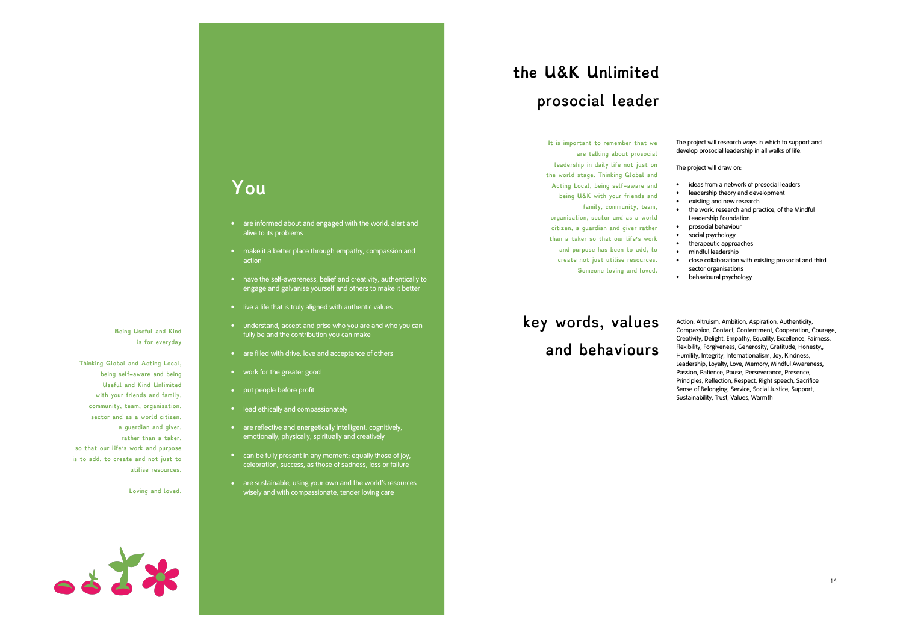Being Useful and Kind
is for everyday

Thinking Global and Acting Local,
being self-aware and being
Useful and Kind Unlimited
with your friends and family,
community, team, organisation,
sector and as a world citizen,
a guardian and giver,
rather than a taker,
so that our life's work and purpose
is to add, to create and not just to
utilise resources.

Loving and loved.

## You

- are informed about and engaged with the world, alert and alive to its problems
- make it a better place through empathy, compassion and action
- have the self-awareness, belief and creativity, authentically to engage and galvanise yourself and others to make it better
- live a life that is truly aligned with authentic values
- understand, accept and prise who you are and who you can fully be and the contribution you can make
- are filled with drive, love and acceptance of others
- work for the greater good
- put people before profit
- lead ethically and compassionately
- are reflective and energetically intelligent: cognitively, emotionally, physically, spiritually and creatively
- can be fully present in any moment: equally those of joy, celebration, success, as those of sadness, loss or failure
- are sustainable, using your own and the world's resources wisely and with compassionate, tender loving care

## the U&K Unlimited prosocial leader

It is important to remember that we are talking about prosocial leadership in daily life not just on the world stage. Thinking Global and Acting Local, being self-aware and being U&K with your friends and family, community, team, organisation, sector and as a world citizen, a guardian and giver rather than a taker so that our life's work and purpose has been to add, to create not just utilise resources. Someone loving and loved.

The project will research ways in which to support and develop prosocial leadership in all walks of life.

The project will draw on:

- ideas from a network of prosocial leaders
- leadership theory and development
- existing and new research
- the work, research and practice, of the Mindful Leadership Foundation
- prosocial behaviour
- social psychology
- therapeutic approaches
- mindful leadership
- close collaboration with existing prosocial and third sector organisations
- behavioural psychology

## key words, values and behaviours

Action, Altruism, Ambition, Aspiration, Authenticity, Compassion, Contact, Contentment, Cooperation, Courage, Creativity, Delight, Empathy, Equality, Excellence, Fairness, Flexibility, Forgiveness, Generosity, Gratitude, Honesty,, Humility, Integrity, Internationalism, Joy, Kindness, Leadership, Loyalty, Love, Memory, Mindful Awareness, Passion, Patience, Pause, Perseverance, Presence, Principles, Reflection, Respect, Right speech, Sacrifice Sense of Belonging, Service, Social Justice, Support, Sustainability, Trust, Values, Warmth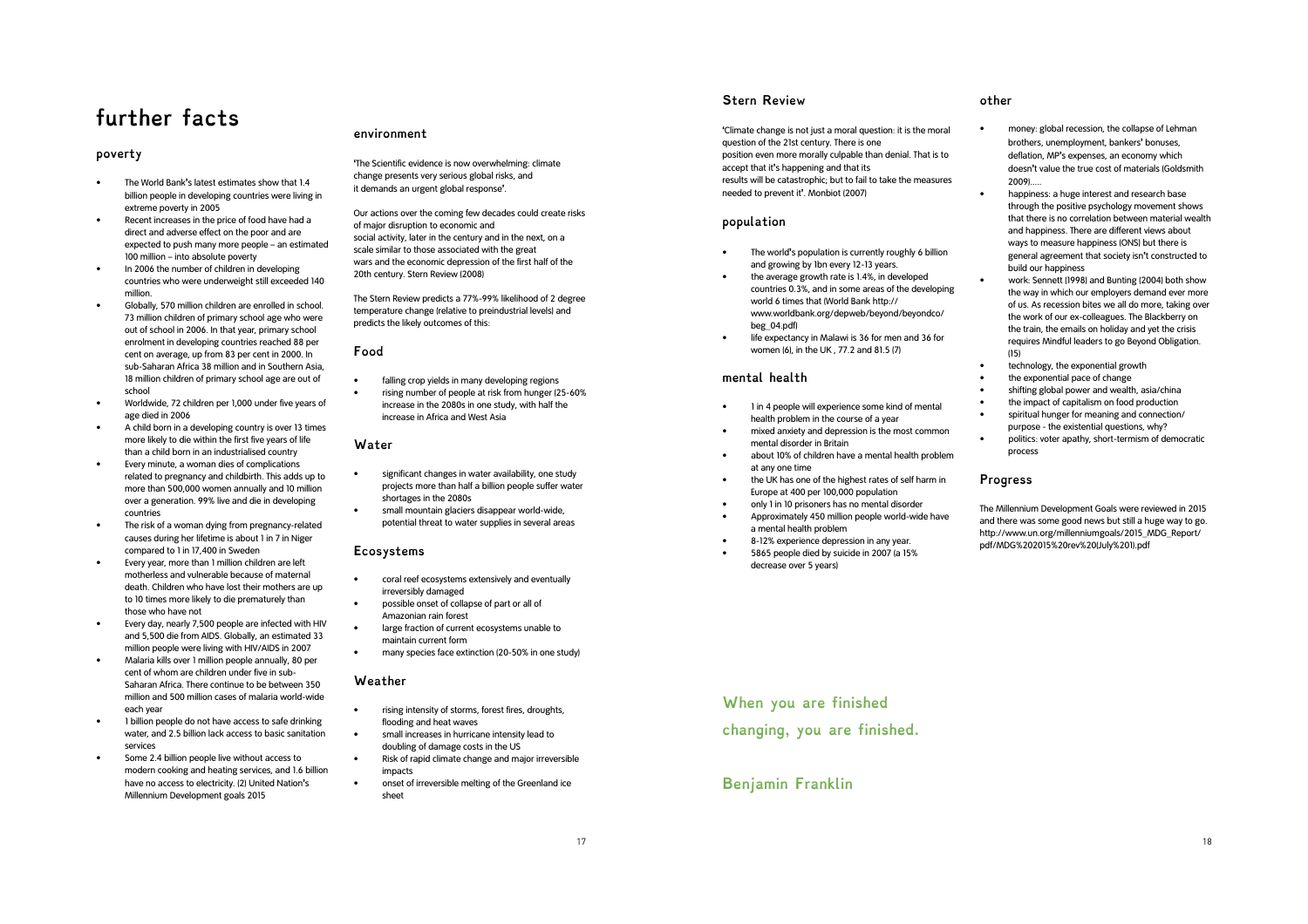# further facts

## poverty

- The World Bank's latest estimates show that 1.4 billion people in developing countries were living in extreme poverty in 2005
- Recent increases in the price of food have had a direct and adverse effect on the poor and are expected to push many more people – an estimated 100 million – into absolute poverty
- In 2006 the number of children in developing countries who were underweight still exceeded 140 million.
- Globally, 570 million children are enrolled in school. 73 million children of primary school age who were out of school in 2006. In that year, primary school enrolment in developing countries reached 88 per cent on average, up from 83 per cent in 2000. In sub-Saharan Africa 38 million and in Southern Asia, 18 million children of primary school age are out of school
- Worldwide, 72 children per 1,000 under five years of age died in 2006
- A child born in a developing country is over 13 times more likely to die within the first five years of life than a child born in an industrialised country
- Every minute, a woman dies of complications related to pregnancy and childbirth. This adds up to more than 500,000 women annually and 10 million over a generation. 99% live and die in developing countries
- The risk of a woman dying from pregnancy-related causes during her lifetime is about 1 in 7 in Niger compared to 1 in 17,400 in Sweden
- Every year, more than 1 million children are left motherless and vulnerable because of maternal death. Children who have lost their mothers are up to 10 times more likely to die prematurely than those who have not
- Every day, nearly 7,500 people are infected with HIV and 5,500 die from AIDS. Globally, an estimated 33 million people were living with HIV/AIDS in 2007
- Malaria kills over 1 million people annually, 80 per cent of whom are children under five in sub-Saharan Africa. There continue to be between 350 million and 500 million cases of malaria world-wide each year
- 1 billion people do not have access to safe drinking water, and 2.5 billion lack access to basic sanitation services
- Some 2.4 billion people live without access to modern cooking and heating services, and 1.6 billion have no access to electricity. (2) United Nation's Millennium Development goals 2015

## environment

'The Scientific evidence is now overwhelming: climate change presents very serious global risks, and it demands an urgent global response'.

Our actions over the coming few decades could create risks of major disruption to economic and social activity, later in the century and in the next, on a scale similar to those associated with the great wars and the economic depression of the first half of the 20th century. Stern Review (2008)

The Stern Review predicts a 77%-99% likelihood of 2 degree temperature change (relative to preindustrial levels) and predicts the likely outcomes of this:

### Food

- falling crop yields in many developing regions
- rising number of people at risk from hunger (25-60% increase in the 2080s in one study, with half the increase in Africa and West Asia

### Water

- significant changes in water availability, one study projects more than half a billion people suffer water shortages in the 2080s
- small mountain glaciers disappear world-wide, potential threat to water supplies in several areas

### Ecosystems

- coral reef ecosystems extensively and eventually irreversibly damaged
- possible onset of collapse of part or all of Amazonian rain forest
- large fraction of current ecosystems unable to maintain current form
- many species face extinction (20-50% in one study)

### Weather

- rising intensity of storms, forest fires, droughts, flooding and heat waves
- small increases in hurricane intensity lead to doubling of damage costs in the US
- Risk of rapid climate change and major irreversible impacts
- onset of irreversible melting of the Greenland ice sheet

## Stern Review

'Climate change is not just a moral question: it is the moral question of the 21st century. There is one position even more morally culpable than denial. That is to accept that it's happening and that its results will be catastrophic; but to fail to take the measures needed to prevent it'. Monbiot (2007)

## population

- The world's population is currently roughly 6 billion and growing by 1bn every 12-13 years.
- the average growth rate is 1.4%, in developed countries 0.3%, and in some areas of the developing world 6 times that (World Bank http://www.worldbank.org/depweb/beyond/beyondco/beg_04.pdf)
- life expectancy in Malawi is 36 for men and 36 for women (6), in the UK , 77.2 and 81.5 (7)

## mental health

- 1 in 4 people will experience some kind of mental health problem in the course of a year
- mixed anxiety and depression is the most common mental disorder in Britain
- about 10% of children have a mental health problem at any one time
- the UK has one of the highest rates of self harm in Europe at 400 per 100,000 population
- only 1 in 10 prisoners has no mental disorder
- Approximately 450 million people world-wide have a mental health problem
- 8-12% experience depression in any year.
- 5865 people died by suicide in 2007 (a 15% decrease over 5 years)

**When you are finished changing, you are finished.**

**Benjamin Franklin**

## other

- money: global recession, the collapse of Lehman brothers, unemployment, bankers' bonuses, deflation, MP's expenses, an economy which doesn't value the true cost of materials (Goldsmith 2009).....
- happiness: a huge interest and research base through the positive psychology movement shows that there is no correlation between material wealth and happiness. There are different views about ways to measure happiness (ONS) but there is general agreement that society isn't constructed to build our happiness
- work: Sennett (1998) and Bunting (2004) both show the way in which our employers demand ever more of us. As recession bites we all do more, taking over the work of our ex-colleagues. The Blackberry on the train, the emails on holiday and yet the crisis requires Mindful leaders to go Beyond Obligation. (15)
- technology, the exponential growth
- the exponential pace of change
- shifting global power and wealth, asia/china
- the impact of capitalism on food production
- spiritual hunger for meaning and connection/ purpose - the existential questions, why?
- politics: voter apathy, short-termism of democratic process

## Progress

The Millennium Development Goals were reviewed in 2015 and there was some good news but still a huge way to go. http://www.un.org/millenniumgoals/2015_MDG_Report/pdf/MDG%202015%20rev%20(July%201).pdf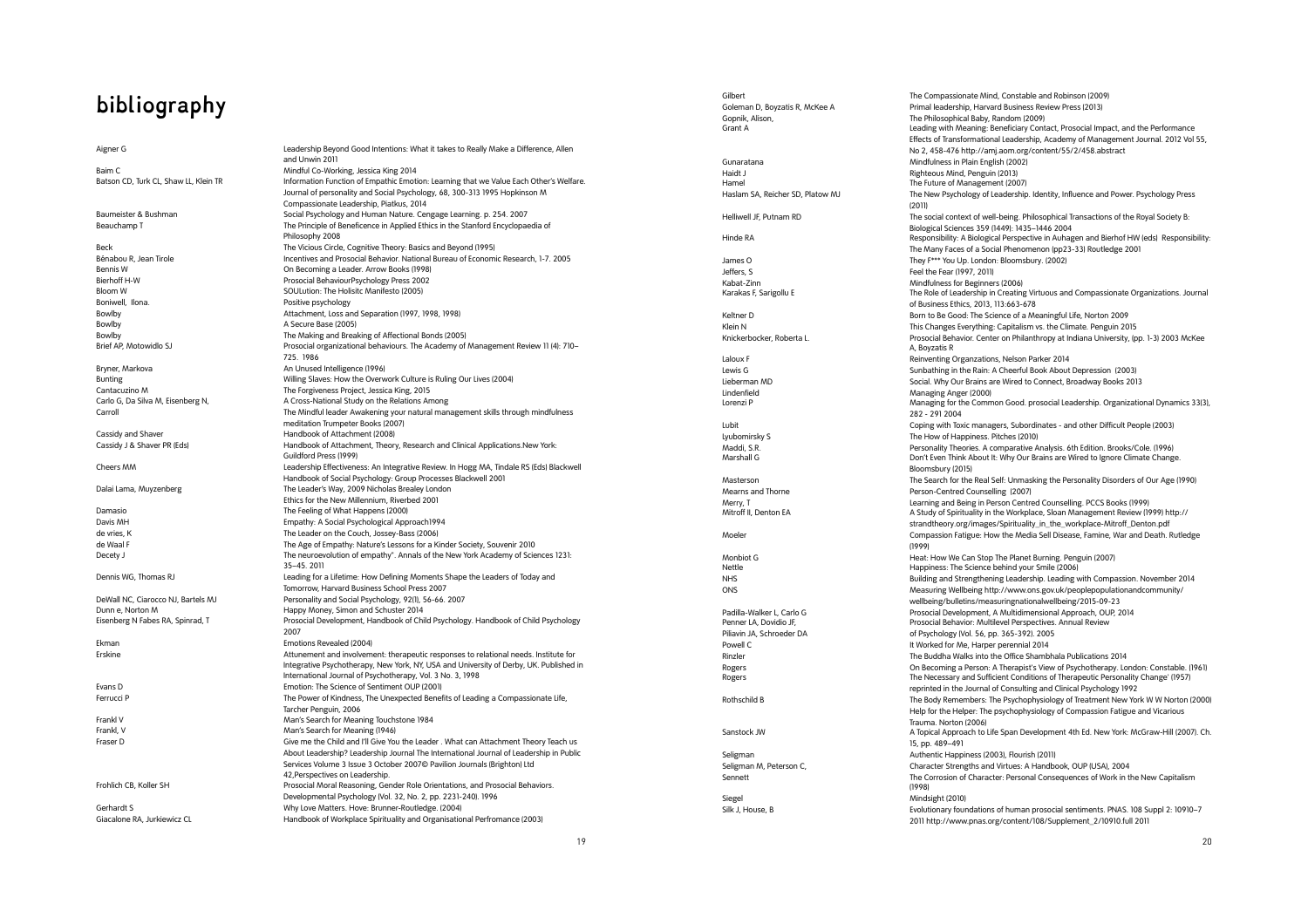# bibliography

Aigner G — Leadership Beyond Good Intentions: What it takes to Really Make a Difference, Allen and Unwin 2011

Baim C — Mindful Co-Working, Jessica King 2014

Batson CD, Turk CL, Shaw LL, Klein TR — Information Function of Empathic Emotion: Learning that we Value Each Other's Welfare. Journal of personality and Social Psychology, 68, 300-313 1995 Hopkinson M Compassionate Leadership, Piatkus, 2014

Baumeister & Bushman — Social Psychology and Human Nature. Cengage Learning. p. 254. 2007

Beauchamp T — The Principle of Beneficence in Applied Ethics in the Stanford Encyclopaedia of Philosophy 2008

Beck — The Vicious Circle, Cognitive Theory: Basics and Beyond (1995)

Bénabou R, Jean Tirole — Incentives and Prosocial Behavior. National Bureau of Economic Research, 1-7. 2005

Bennis W — On Becoming a Leader. Arrow Books (1998)

Bierhoff H-W — Prosocial BehaviourPsychology Press 2002

Bloom W — SOULution: The Holisitc Manifesto (2005)

Boniwell, Ilona. — Positive psychology

Bowlby — Attachment, Loss and Separation (1997, 1998, 1998)

Bowlby — A Secure Base (2005)

Bowlby — The Making and Breaking of Affectional Bonds (2005)

Brief AP, Motowidlo SJ — Prosocial organizational behaviours. The Academy of Management Review 11 (4): 710–725. 1986

Bryner, Markova — An Unused Intelligence (1996)

Bunting — Willing Slaves: How the Overwork Culture is Ruling Our Lives (2004)

Cantacuzino M — The Forgiveness Project, Jessica King, 2015

Carlo G, Da Silva M, Eisenberg N, — A Cross-National Study on the Relations Among

Carroll — The Mindful leader Awakening your natural management skills through mindfulness meditation Trumpeter Books (2007)

Cassidy and Shaver — Handbook of Attachment (2008)

Cassidy J & Shaver PR (Eds) — Handbook of Attachment, Theory, Research and Clinical Applications.New York: Guildford Press (1999)

Cheers MM — Leadership Effectiveness: An Integrative Review. In Hogg MA, Tindale RS (Eds) Blackwell Handbook of Social Psychology: Group Processes Blackwell 2001

Dalai Lama, Muyzenberg — The Leader's Way, 2009 Nicholas Brealey London Ethics for the New Millennium, Riverbed 2001

Damasio — The Feeling of What Happens (2000)

Davis MH — Empathy: A Social Psychological Approach1994

de vries, K — The Leader on the Couch, Jossey-Bass (2006)

de Waal F — The Age of Empathy: Nature's Lessons for a Kinder Society, Souvenir 2010

Decety J — The neuroevolution of empathy". Annals of the New York Academy of Sciences 1231: 35–45. 2011

Dennis WG, Thomas RJ — Leading for a Lifetime: How Defining Moments Shape the Leaders of Today and Tomorrow, Harvard Business School Press 2007

DeWall NC, Ciarocco NJ, Bartels MJ — Personality and Social Psychology, 92(1), 56-66. 2007

Dunn e, Norton M — Happy Money, Simon and Schuster 2014

Eisenberg N Fabes RA, Spinrad, T — Prosocial Development, Handbook of Child Psychology. Handbook of Child Psychology 2007

Ekman — Emotions Revealed (2004)

Erskine — Attunement and involvement: therapeutic responses to relational needs. Institute for Integrative Psychotherapy, New York, NY, USA and University of Derby, UK. Published in International Journal of Psychotherapy, Vol. 3 No. 3, 1998

Evans D — Emotion: The Science of Sentiment OUP (2001)

Ferrucci P — The Power of Kindness, The Unexpected Benefits of Leading a Compassionate Life, Tarcher Penguin, 2006

Frankl V — Man's Search for Meaning Touchstone 1984

Frankl, V — Man's Search for Meaning (1946)

Fraser D — Give me the Child and I'll Give You the Leader . What can Attachment Theory Teach us About Leadership? Leadership Journal The International Journal of Leadership in Public Services Volume 3 Issue 3 October 2007© Pavilion Journals (Brighton) Ltd 42,Perspectives on Leadership.

Frohlich CB, Koller SH — Prosocial Moral Reasoning, Gender Role Orientations, and Prosocial Behaviors. Developmental Psychology (Vol. 32, No. 2, pp. 2231-240). 1996

Gerhardt S — Why Love Matters. Hove: Brunner-Routledge. (2004)

Giacalone RA, Jurkiewicz CL — Handbook of Workplace Spirituality and Organisational Perfromance (2003)

Gilbert — The Compassionate Mind, Constable and Robinson (2009)

Goleman D, Boyzatis R, McKee A — Primal leadership, Harvard Business Review Press (2013)

Gopnik, Alison, — The Philosophical Baby, Random (2009)

Grant A — Leading with Meaning: Beneficiary Contact, Prosocial Impact, and the Performance Effects of Transformational Leadership, Academy of Management Journal. 2012 Vol 55, No 2, 458-476 http://amj.aom.org/content/55/2/458.abstract

Gunaratana — Mindfulness in Plain English (2002)

Haidt J — Righteous Mind, Penguin (2013)

Hamel — The Future of Management (2007)

Haslam SA, Reicher SD, Platow MJ — The New Psychology of Leadership. Identity, Influence and Power. Psychology Press (2011)

Helliwell JF, Putnam RD — The social context of well-being. Philosophical Transactions of the Royal Society B: Biological Sciences 359 (1449): 1435–1446 2004

Hinde RA — Responsibility: A Biological Perspective in Auhagen and Bierhof HW (eds) Responsibility: The Many Faces of a Social Phenomenon (pp23-33) Routledge 2001

James O — They F*** You Up. London: Bloomsbury. (2002)

Jeffers, S — Feel the Fear (1997, 2011)

Kabat-Zinn — Mindfulness for Beginners (2006)

Karakas F, Sarigollu E — The Role of Leadership in Creating Virtuous and Compassionate Organizations. Journal of Business Ethics, 2013, 113:663-678

Keltner D — Born to Be Good: The Science of a Meaningful Life, Norton 2009

Klein N — This Changes Everything: Capitalism vs. the Climate. Penguin 2015

Knickerbocker, Roberta L. — Prosocial Behavior. Center on Philanthropy at Indiana University, (pp. 1-3) 2003 McKee A, Boyzatis R

Laloux F — Reinventing Organzations, Nelson Parker 2014

Lewis G — Sunbathing in the Rain: A Cheerful Book About Depression (2003)

Lieberman MD — Social. Why Our Brains are Wired to Connect, Broadway Books 2013

Lindenfield — Managing Anger (2000)

Lorenzi P — Managing for the Common Good. prosocial Leadership. Organizational Dynamics 33(3), 282 - 291 2004

Lubit — Coping with Toxic managers, Subordinates - and other Difficult People (2003)

Lyubomirsky S — The How of Happiness. Pitches (2010)

Maddi, S.R. — Personality Theories. A comparative Analysis. 6th Edition. Brooks/Cole. (1996)

Marshall G — Don't Even Think About It: Why Our Brains are Wired to Ignore Climate Change. Bloomsbury (2015)

Masterson — The Search for the Real Self: Unmasking the Personality Disorders of Our Age (1990)

Mearns and Thorne — Person-Centred Counselling (2007)

Merry, T — Learning and Being in Person Centred Counselling. PCCS Books (1999)

Mitroff II, Denton EA — A Study of Spirituality in the Workplace, Sloan Management Review (1999) http://strandtheory.org/images/Spirituality_in_the_workplace-Mitroff_Denton.pdf

Moeler — Compassion Fatigue: How the Media Sell Disease, Famine, War and Death. Rutledge (1999)

Monbiot G — Heat: How We Can Stop The Planet Burning. Penguin (2007)

Nettle — Happiness: The Science behind your Smile (2006)

NHS — Building and Strengthening Leadership. Leading with Compassion. November 2014

ONS — Measuring Wellbeing http://www.ons.gov.uk/peoplepopulationandcommunity/wellbeing/bulletins/measuringnationalwellbeing/2015-09-23

Padilla-Walker L, Carlo G — Prosocial Development, A Multidimensional Approach, OUP, 2014

Penner LA, Dovidio JF, Piliavin JA, Schroeder DA — Prosocial Behavior: Multilevel Perspectives. Annual Review of Psychology (Vol. 56, pp. 365-392). 2005

Powell C — It Worked for Me, Harper perennial 2014

Rinzler — The Buddha Walks into the Office Shambhala Publications 2014

Rogers — On Becoming a Person: A Therapist's View of Psychotherapy. London: Constable. (1961)

Rogers — The Necessary and Sufficient Conditions of Therapeutic Personality Change' (1957) reprinted in the Journal of Consulting and Clinical Psychology 1992

Rothschild B — The Body Remembers: The Psychophysiology of Treatment New York W W Norton (2000) Help for the Helper: The psychophysiology of Compassion Fatigue and Vicarious Trauma. Norton (2006)

Sanstock JW — A Topical Approach to Life Span Development 4th Ed. New York: McGraw-Hill (2007). Ch. 15, pp. 489–491

Seligman — Authentic Happiness (2003), Flourish (2011)

Seligman M, Peterson C, — Character Strengths and Virtues: A Handbook, OUP (USA), 2004

Sennett — The Corrosion of Character: Personal Consequences of Work in the New Capitalism (1998)

Siegel — Mindsight (2010)

Silk J, House, B — Evolutionary foundations of human prosocial sentiments. PNAS. 108 Suppl 2: 10910–7 2011 http://www.pnas.org/content/108/Supplement_2/10910.full 2011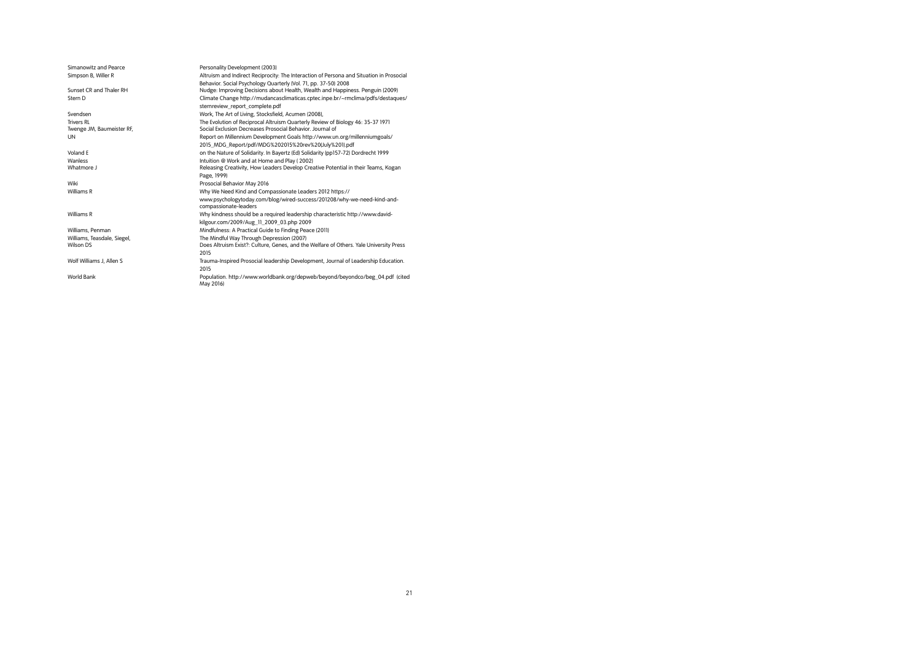| | |
|---|---|
| Simanowitz and Pearce | Personality Development (2003) |
| Simpson B, Willer R | Altruism and Indirect Reciprocity: The Interaction of Persona and Situation in Prosocial Behavior. Social Psychology Quarterly (Vol. 71, pp. 37-50) 2008 |
| Sunset CR and Thaler RH | Nudge: Improving Decisions about Health, Wealth and Happiness. Penguin (2009) |
| Stern D | Climate Change http://mudancasclimaticas.cptec.inpe.br/~rmclima/pdfs/destaques/sternreview_report_complete.pdf |
| Svendsen | Work, The Art of Living, Stocksfield, Acumen (2008), |
| Trivers RL | The Evolution of Reciprocal Altruism Quarterly Review of Biology 46: 35-37 1971 |
| Twenge JM, Baumeister RF, | Social Exclusion Decreases Prosocial Behavior. Journal of |
| UN | Report on Millennium Development Goals http://www.un.org/millenniumgoals/2015_MDG_Report/pdf/MDG%202015%20rev%20(July%201).pdf |
| Voland E | on the Nature of Solidarity. In Bayertz (Ed) Solidarity (pp157-72) Dordrecht 1999 |
| Wanless | Intuition @ Work and at Home and Play ( 2002) |
| Whatmore J | Releasing Creativity, How Leaders Develop Creative Potential in their Teams, Kogan Page, 1999) |
| Wiki | Prosocial Behavior May 2016 |
| Williams R | Why We Need Kind and Compassionate Leaders 2012 https://www.psychologytoday.com/blog/wired-success/201208/why-we-need-kind-and-compassionate-leaders |
| Williams R | Why kindness should be a required leadership characteristic http://www.david-kilgour.com/2009/Aug_11_2009_03.php 2009 |
| Williams, Penman | Mindfulness: A Practical Guide to Finding Peace (2011) |
| Williams, Teasdale, Siegel, | The Mindful Way Through Depression (2007) |
| Wilson DS | Does Altruism Exist?: Culture, Genes, and the Welfare of Others. Yale University Press 2015 |
| Wolf Williams J, Allen S | Trauma-Inspired Prosocial leadership Development, Journal of Leadership Education. 2015 |
| World Bank | Population. http://www.worldbank.org/depweb/beyond/beyondco/beg_04.pdf (cited May 2016) |